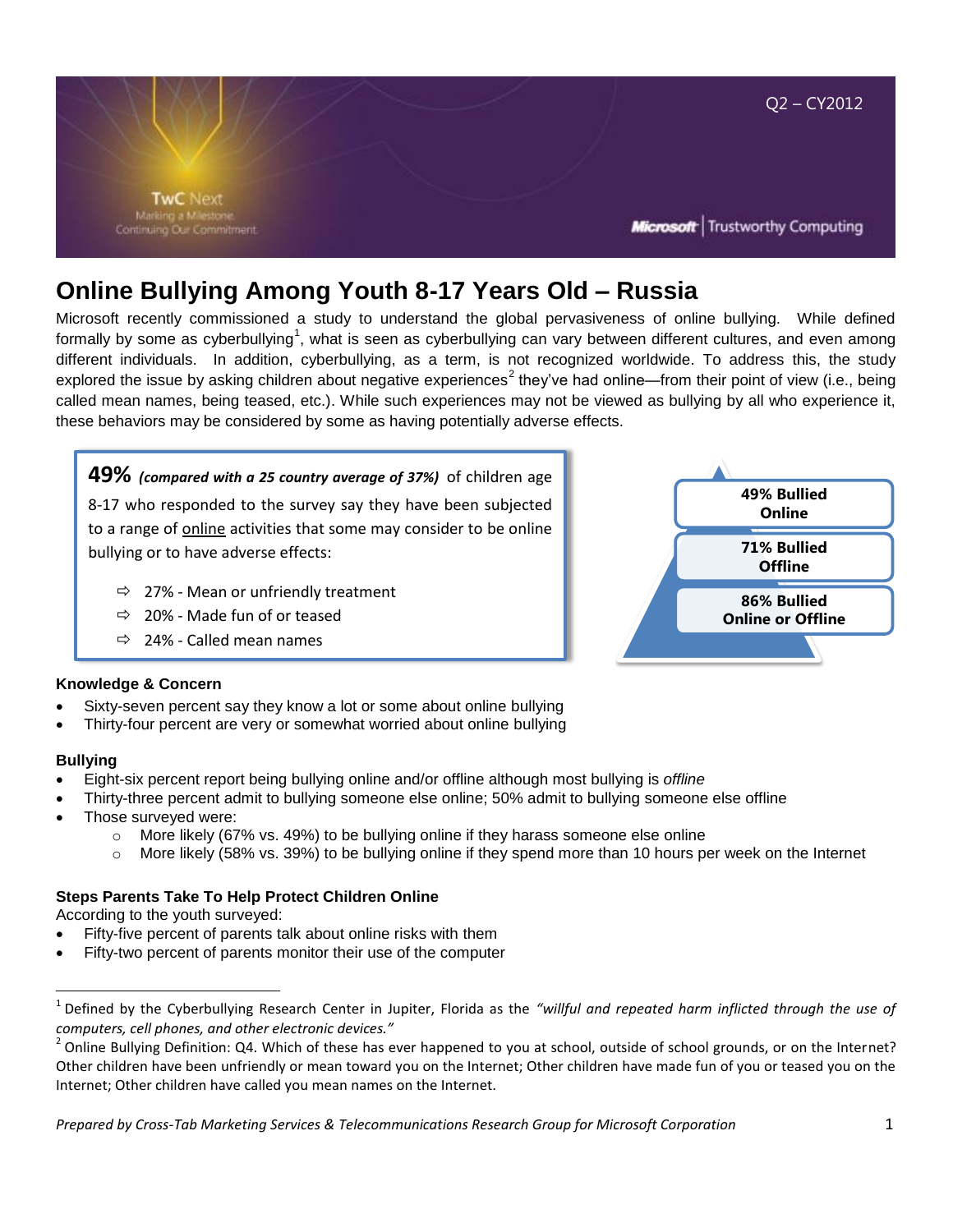Q2 – CY2012

TwC Next
Marking a Milestone.
Continuing Our Commitment.

Microsoft | Trustworthy Computing

# Online Bullying Among Youth 8-17 Years Old – Russia

Microsoft recently commissioned a study to understand the global pervasiveness of online bullying. While defined formally by some as cyberbullying[1], what is seen as cyberbullying can vary between different cultures, and even among different individuals. In addition, cyberbullying, as a term, is not recognized worldwide. To address this, the study explored the issue by asking children about negative experiences[2] they've had online—from their point of view (i.e., being called mean names, being teased, etc.). While such experiences may not be viewed as bullying by all who experience it, these behaviors may be considered by some as having potentially adverse effects.

**49%** ***(compared with a 25 country average of 37%)*** of children age 8-17 who responded to the survey say they have been subjected to a range of online activities that some may consider to be online bullying or to have adverse effects:

- ⇨ 27% - Mean or unfriendly treatment
- ⇨ 20% - Made fun of or teased
- ⇨ 24% - Called mean names

**49% Bullied Online**

**71% Bullied Offline**

**86% Bullied Online or Offline**

### Knowledge & Concern

- Sixty-seven percent say they know a lot or some about online bullying
- Thirty-four percent are very or somewhat worried about online bullying

### Bullying

- Eight-six percent report being bullying online and/or offline although most bullying is *offline*
- Thirty-three percent admit to bullying someone else online; 50% admit to bullying someone else offline
- Those surveyed were:
  - More likely (67% vs. 49%) to be bullying online if they harass someone else online
  - More likely (58% vs. 39%) to be bullying online if they spend more than 10 hours per week on the Internet

### Steps Parents Take To Help Protect Children Online

According to the youth surveyed:

- Fifty-five percent of parents talk about online risks with them
- Fifty-two percent of parents monitor their use of the computer

---

[1] Defined by the Cyberbullying Research Center in Jupiter, Florida as the *"willful and repeated harm inflicted through the use of computers, cell phones, and other electronic devices."*

[2] Online Bullying Definition: Q4. Which of these has ever happened to you at school, outside of school grounds, or on the Internet? Other children have been unfriendly or mean toward you on the Internet; Other children have made fun of you or teased you on the Internet; Other children have called you mean names on the Internet.

*Prepared by Cross-Tab Marketing Services & Telecommunications Research Group for Microsoft Corporation*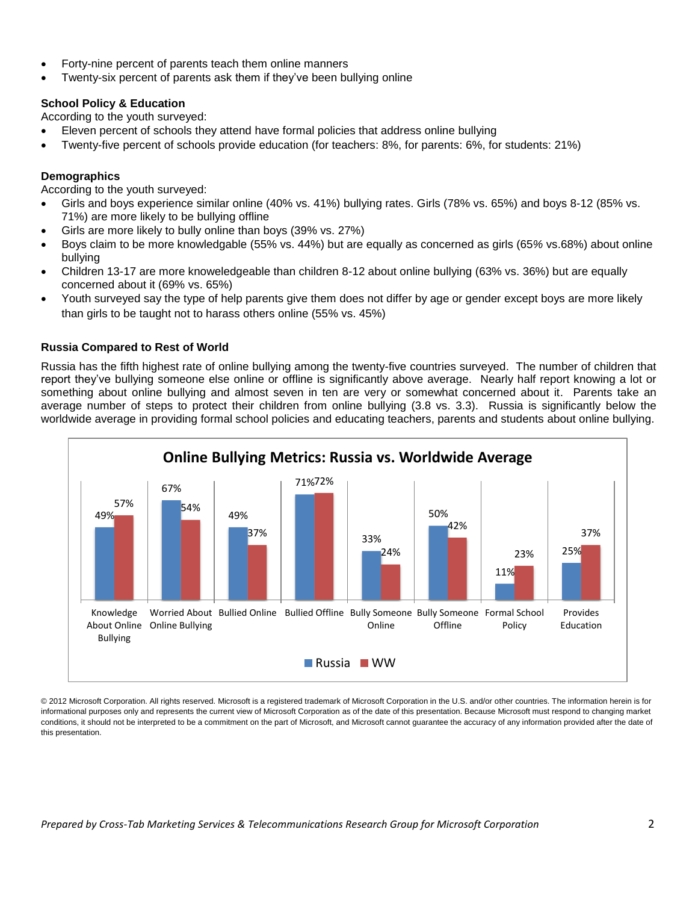- Forty-nine percent of parents teach them online manners
- Twenty-six percent of parents ask them if they've been bullying online

**School Policy & Education**

According to the youth surveyed:

- Eleven percent of schools they attend have formal policies that address online bullying
- Twenty-five percent of schools provide education (for teachers: 8%, for parents: 6%, for students: 21%)

**Demographics**

According to the youth surveyed:

- Girls and boys experience similar online (40% vs. 41%) bullying rates. Girls (78% vs. 65%) and boys 8-12 (85% vs. 71%) are more likely to be bullying offline
- Girls are more likely to bully online than boys (39% vs. 27%)
- Boys claim to be more knowledgable (55% vs. 44%) but are equally as concerned as girls (65% vs.68%) about online bullying
- Children 13-17 are more knoweledgeable than children 8-12 about online bullying (63% vs. 36%) but are equally concerned about it (69% vs. 65%)
- Youth surveyed say the type of help parents give them does not differ by age or gender except boys are more likely than girls to be taught not to harass others online (55% vs. 45%)

**Russia Compared to Rest of World**

Russia has the fifth highest rate of online bullying among the twenty-five countries surveyed. The number of children that report they've bullying someone else online or offline is significantly above average. Nearly half report knowing a lot or something about online bullying and almost seven in ten are very or somewhat concerned about it. Parents take an average number of steps to protect their children from online bullying (3.8 vs. 3.3). Russia is significantly below the worldwide average in providing formal school policies and educating teachers, parents and students about online bullying.

Online Bullying Metrics: Russia vs. Worldwide Average

Knowledge About Online Bullying: 49% 57%
Worried About Online Bullying: 67% 54%
Bullied Online: 49% 37%
Bullied Offline: 71% 72%
Bully Someone Online: 33% 24%
Bully Someone Offline: 50% 42%
Formal School Policy: 11% 23%
Provides Education: 25% 37%

Russia WW

© 2012 Microsoft Corporation. All rights reserved. Microsoft is a registered trademark of Microsoft Corporation in the U.S. and/or other countries. The information herein is for informational purposes only and represents the current view of Microsoft Corporation as of the date of this presentation. Because Microsoft must respond to changing market conditions, it should not be interpreted to be a commitment on the part of Microsoft, and Microsoft cannot guarantee the accuracy of any information provided after the date of this presentation.